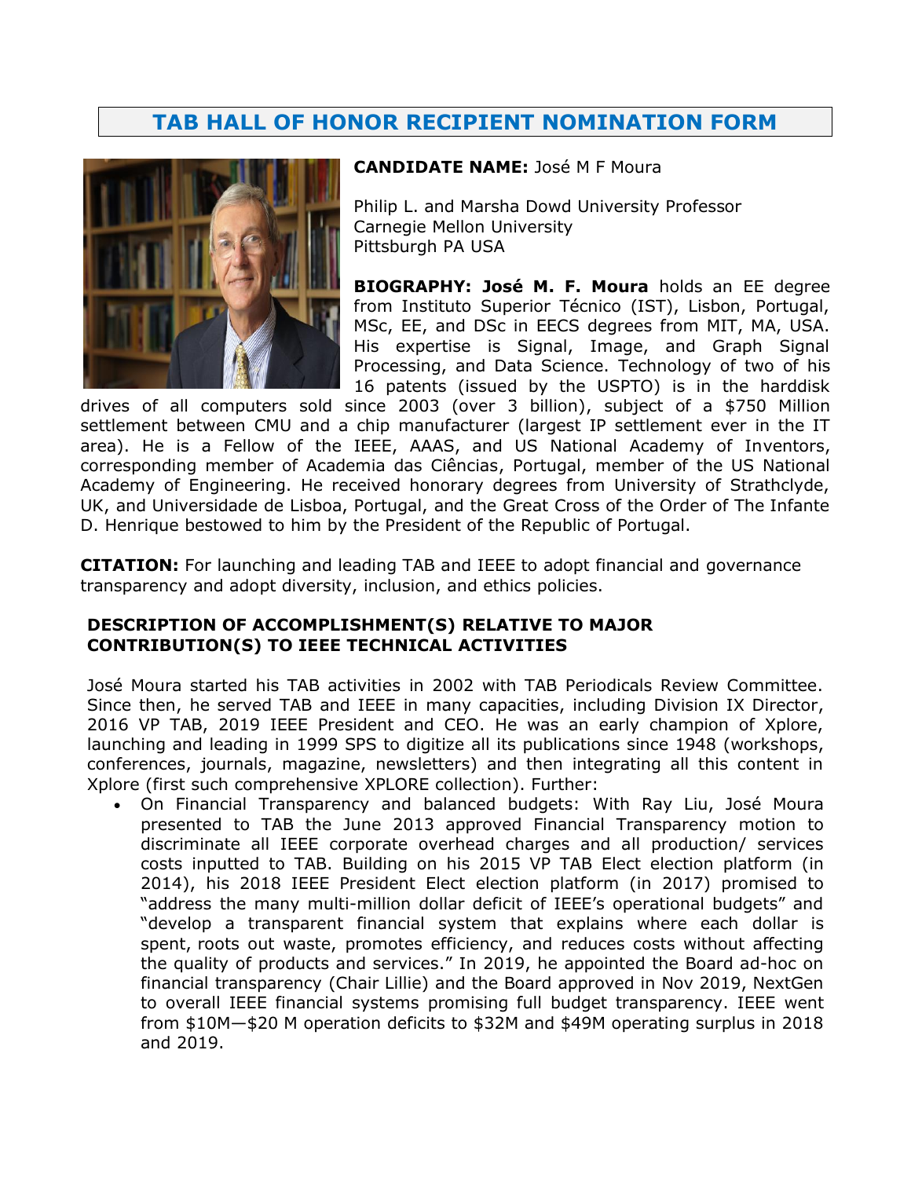# TAB HALL OF HONOR RECIPIENT NOMINATION FORM

**CANDIDATE NAME:** José M F Moura

Philip L. and Marsha Dowd University Professor
Carnegie Mellon University
Pittsburgh PA USA

**BIOGRAPHY: José M. F. Moura** holds an EE degree from Instituto Superior Técnico (IST), Lisbon, Portugal, MSc, EE, and DSc in EECS degrees from MIT, MA, USA. His expertise is Signal, Image, and Graph Signal Processing, and Data Science. Technology of two of his 16 patents (issued by the USPTO) is in the harddisk drives of all computers sold since 2003 (over 3 billion), subject of a $750 Million settlement between CMU and a chip manufacturer (largest IP settlement ever in the IT area). He is a Fellow of the IEEE, AAAS, and US National Academy of Inventors, corresponding member of Academia das Ciências, Portugal, member of the US National Academy of Engineering. He received honorary degrees from University of Strathclyde, UK, and Universidade de Lisboa, Portugal, and the Great Cross of the Order of The Infante D. Henrique bestowed to him by the President of the Republic of Portugal.

**CITATION:** For launching and leading TAB and IEEE to adopt financial and governance transparency and adopt diversity, inclusion, and ethics policies.

## DESCRIPTION OF ACCOMPLISHMENT(S) RELATIVE TO MAJOR CONTRIBUTION(S) TO IEEE TECHNICAL ACTIVITIES

José Moura started his TAB activities in 2002 with TAB Periodicals Review Committee. Since then, he served TAB and IEEE in many capacities, including Division IX Director, 2016 VP TAB, 2019 IEEE President and CEO. He was an early champion of Xplore, launching and leading in 1999 SPS to digitize all its publications since 1948 (workshops, conferences, journals, magazine, newsletters) and then integrating all this content in Xplore (first such comprehensive XPLORE collection). Further:

- On Financial Transparency and balanced budgets: With Ray Liu, José Moura presented to TAB the June 2013 approved Financial Transparency motion to discriminate all IEEE corporate overhead charges and all production/ services costs inputted to TAB. Building on his 2015 VP TAB Elect election platform (in 2014), his 2018 IEEE President Elect election platform (in 2017) promised to "address the many multi-million dollar deficit of IEEE's operational budgets" and "develop a transparent financial system that explains where each dollar is spent, roots out waste, promotes efficiency, and reduces costs without affecting the quality of products and services." In 2019, he appointed the Board ad-hoc on financial transparency (Chair Lillie) and the Board approved in Nov 2019, NextGen to overall IEEE financial systems promising full budget transparency. IEEE went from $10M—$20 M operation deficits to $32M and $49M operating surplus in 2018 and 2019.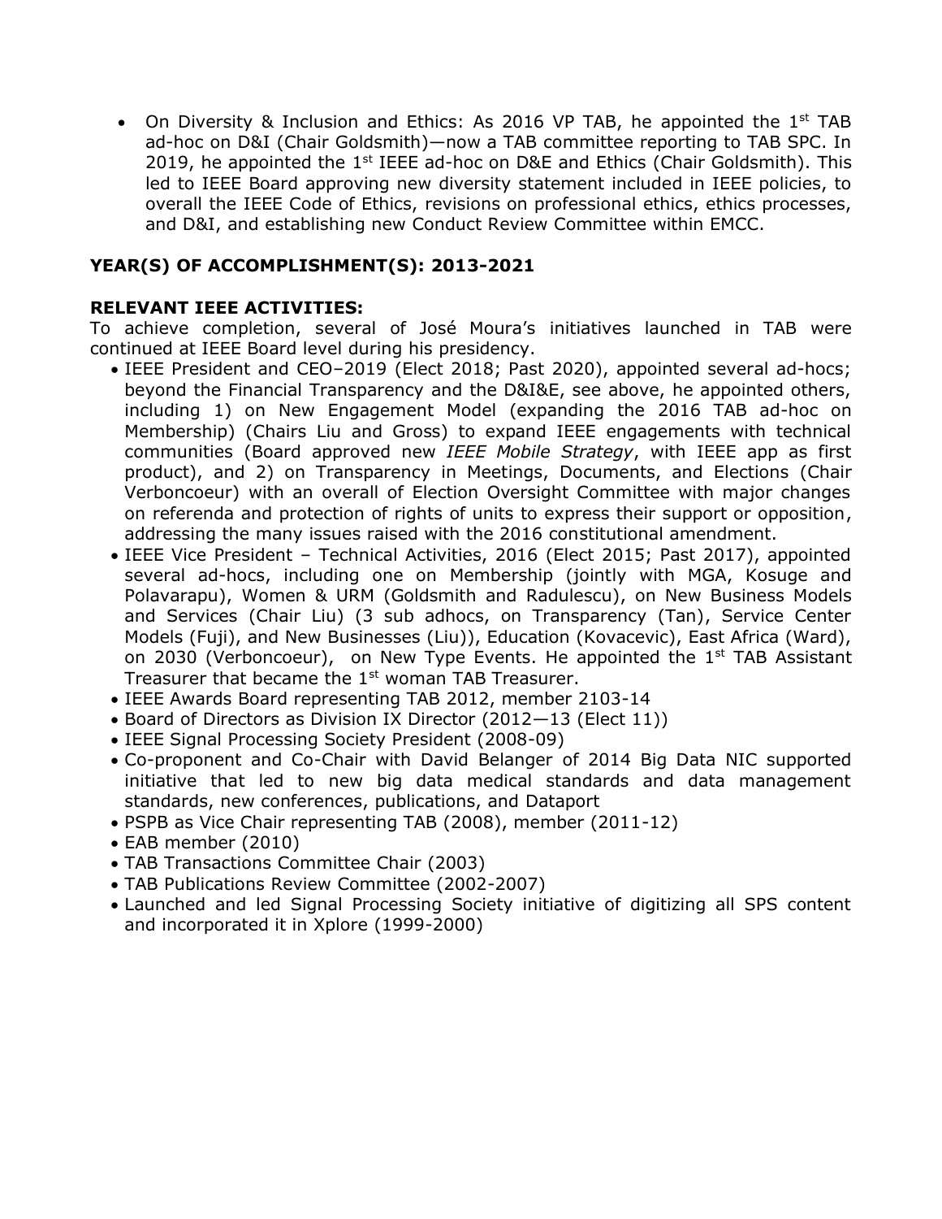- On Diversity & Inclusion and Ethics: As 2016 VP TAB, he appointed the 1st TAB ad-hoc on D&I (Chair Goldsmith)—now a TAB committee reporting to TAB SPC. In 2019, he appointed the 1st IEEE ad-hoc on D&E and Ethics (Chair Goldsmith). This led to IEEE Board approving new diversity statement included in IEEE policies, to overall the IEEE Code of Ethics, revisions on professional ethics, ethics processes, and D&I, and establishing new Conduct Review Committee within EMCC.

## YEAR(S) OF ACCOMPLISHMENT(S): 2013-2021

## RELEVANT IEEE ACTIVITIES:

To achieve completion, several of José Moura's initiatives launched in TAB were continued at IEEE Board level during his presidency.

- IEEE President and CEO–2019 (Elect 2018; Past 2020), appointed several ad-hocs; beyond the Financial Transparency and the D&I&E, see above, he appointed others, including 1) on New Engagement Model (expanding the 2016 TAB ad-hoc on Membership) (Chairs Liu and Gross) to expand IEEE engagements with technical communities (Board approved new *IEEE Mobile Strategy*, with IEEE app as first product), and 2) on Transparency in Meetings, Documents, and Elections (Chair Verboncoeur) with an overall of Election Oversight Committee with major changes on referenda and protection of rights of units to express their support or opposition, addressing the many issues raised with the 2016 constitutional amendment.
- IEEE Vice President – Technical Activities, 2016 (Elect 2015; Past 2017), appointed several ad-hocs, including one on Membership (jointly with MGA, Kosuge and Polavarapu), Women & URM (Goldsmith and Radulescu), on New Business Models and Services (Chair Liu) (3 sub adhocs, on Transparency (Tan), Service Center Models (Fuji), and New Businesses (Liu)), Education (Kovacevic), East Africa (Ward), on 2030 (Verboncoeur), on New Type Events. He appointed the 1st TAB Assistant Treasurer that became the 1st woman TAB Treasurer.
- IEEE Awards Board representing TAB 2012, member 2103-14
- Board of Directors as Division IX Director (2012—13 (Elect 11))
- IEEE Signal Processing Society President (2008-09)
- Co-proponent and Co-Chair with David Belanger of 2014 Big Data NIC supported initiative that led to new big data medical standards and data management standards, new conferences, publications, and Dataport
- PSPB as Vice Chair representing TAB (2008), member (2011-12)
- EAB member (2010)
- TAB Transactions Committee Chair (2003)
- TAB Publications Review Committee (2002-2007)
- Launched and led Signal Processing Society initiative of digitizing all SPS content and incorporated it in Xplore (1999-2000)